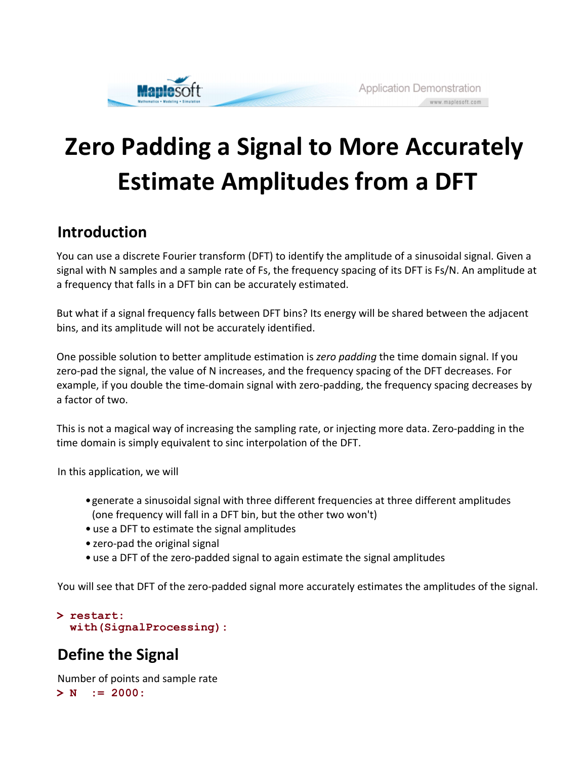# Zero Padding a Signal to More Accurately Estimate Amplitudes from a DFT

## Introduction

You can use a discrete Fourier transform (DFT) to identify the amplitude of a sinusoidal signal. Given a signal with N samples and a sample rate of Fs, the frequency spacing of its DFT is Fs/N. An amplitude at a frequency that falls in a DFT bin can be accurately estimated.

But what if a signal frequency falls between DFT bins? Its energy will be shared between the adjacent bins, and its amplitude will not be accurately identified.

One possible solution to better amplitude estimation is *zero padding* the time domain signal. If you zero-pad the signal, the value of N increases, and the frequency spacing of the DFT decreases. For example, if you double the time-domain signal with zero-padding, the frequency spacing decreases by a factor of two.

This is not a magical way of increasing the sampling rate, or injecting more data. Zero-padding in the time domain is simply equivalent to sinc interpolation of the DFT.

In this application, we will

- generate a sinusoidal signal with three different frequencies at three different amplitudes (one frequency will fall in a DFT bin, but the other two won't)
- use a DFT to estimate the signal amplitudes
- zero-pad the original signal
- use a DFT of the zero-padded signal to again estimate the signal amplitudes

You will see that DFT of the zero-padded signal more accurately estimates the amplitudes of the signal.

```
> restart:
  with(SignalProcessing):
```

## Define the Signal

Number of points and sample rate

```
> N  := 2000:
```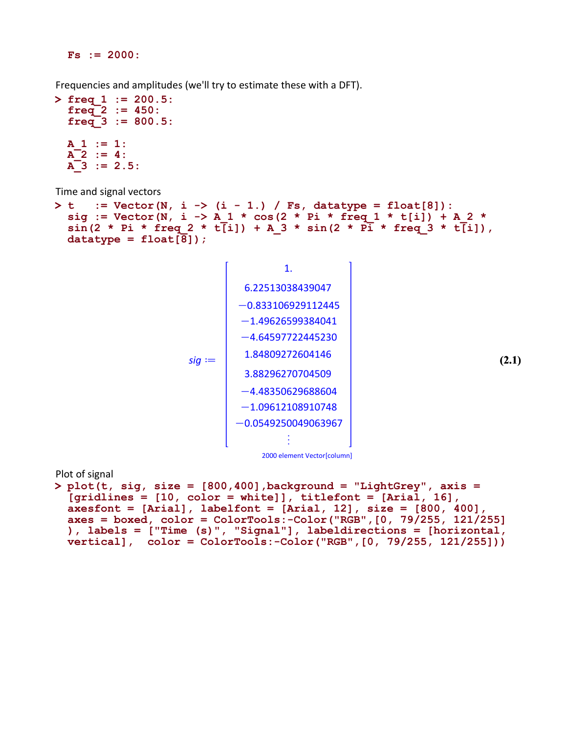```
Fs := 2000:
```

Frequencies and amplitudes (we'll try to estimate these with a DFT).

```
> freq_1 := 200.5:
  freq_2 := 450:
  freq_3 := 800.5:

  A_1 := 1:
  A_2 := 4:
  A_3 := 2.5:
```

Time and signal vectors

```
> t   := Vector(N, i -> (i - 1.) / Fs, datatype = float[8]):
  sig := Vector(N, i -> A_1 * cos(2 * Pi * freq_1 * t[i]) + A_2 *
  sin(2 * Pi * freq_2 * t[i]) + A_3 * sin(2 * Pi * freq_3 * t[i]),
  datatype = float[8]);
```

$$sig := \begin{bmatrix} 1. \\ 6.22513038439047 \\ -0.833106929112445 \\ -1.49626599384041 \\ -4.64597722445230 \\ 1.84809272604146 \\ 3.88296270704509 \\ -4.48350629688604 \\ -1.09612108910748 \\ -0.0549250049063967 \\ \vdots \end{bmatrix} \quad (2.1)$$

2000 element Vector[column]

Plot of signal

```
> plot(t, sig, size = [800,400],background = "LightGrey", axis =
  [gridlines = [10, color = white]], titlefont = [Arial, 16],
  axesfont = [Arial], labelfont = [Arial, 12], size = [800, 400],
  axes = boxed, color = ColorTools:-Color("RGB",[0, 79/255, 121/255]
  ), labels = ["Time (s)", "Signal"], labeldirections = [horizontal,
  vertical],  color = ColorTools:-Color("RGB",[0, 79/255, 121/255]))
```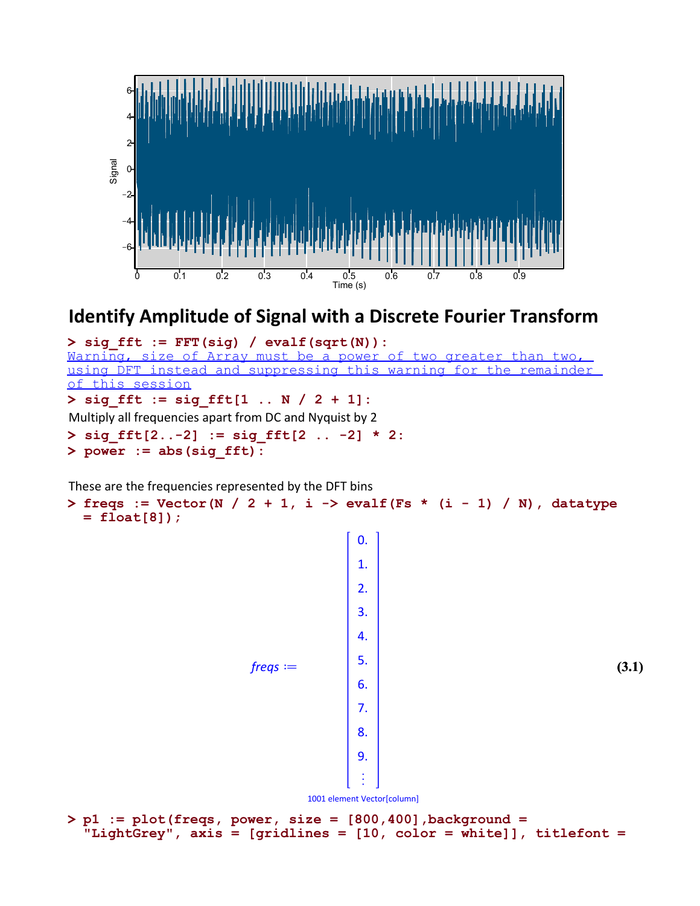## Identify Amplitude of Signal with a Discrete Fourier Transform

```
> sig_fft := FFT(sig) / evalf(sqrt(N)):
```

Warning, size of Array must be a power of two greater than two, using DFT instead and suppressing this warning for the remainder of this session

```
> sig_fft := sig_fft[1 .. N / 2 + 1]:
```

Multiply all frequencies apart from DC and Nyquist by 2

```
> sig_fft[2..-2] := sig_fft[2 .. -2] * 2:
> power := abs(sig_fft):
```

These are the frequencies represented by the DFT bins

```
> freqs := Vector(N / 2 + 1, i -> evalf(Fs * (i - 1) / N), datatype = float[8]);
```

$$freqs := \begin{bmatrix} 0. \\ 1. \\ 2. \\ 3. \\ 4. \\ 5. \\ 6. \\ 7. \\ 8. \\ 9. \\ \vdots \end{bmatrix} \tag{3.1}$$

1001 element Vector[column]

```
> p1 := plot(freqs, power, size = [800,400],background = "LightGrey", axis = [gridlines = [10, color = white]], titlefont =
```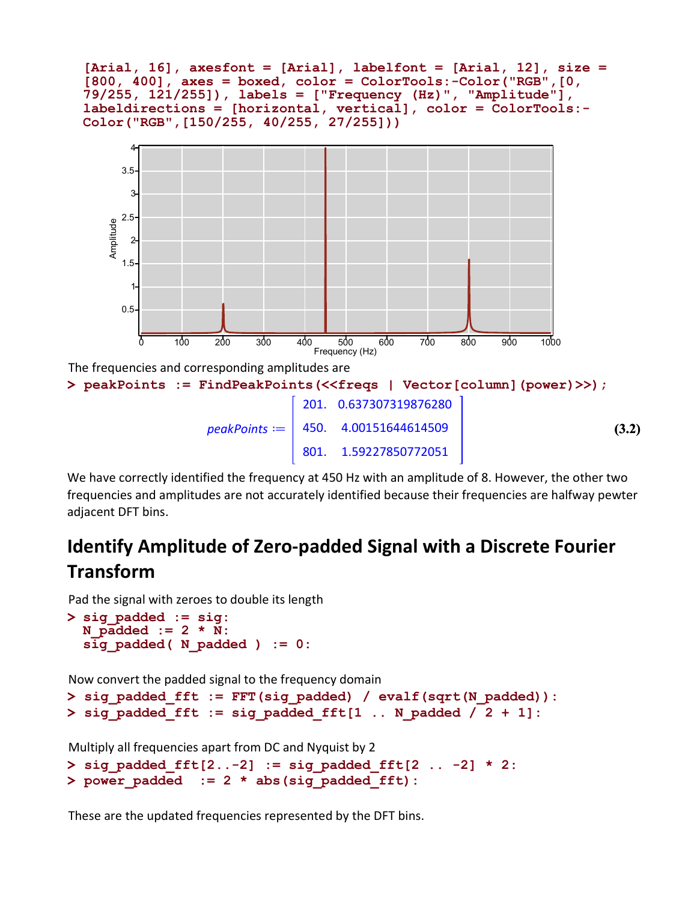```
[Arial, 16], axesfont = [Arial], labelfont = [Arial, 12], size =
[800, 400], axes = boxed, color = ColorTools:-Color("RGB",[0,
79/255, 121/255]), labels = ["Frequency (Hz)", "Amplitude"],
labeldirections = [horizontal, vertical], color = ColorTools:-
Color("RGB",[150/255, 40/255, 27/255]))
```

The frequencies and corresponding amplitudes are

```
> peakPoints := FindPeakPoints(<<freqs | Vector[column](power)>>);
```

$$peakPoints := \begin{bmatrix} 201. & 0.637307319876280 \\ 450. & 4.00151644614509 \\ 801. & 1.59227850772051 \end{bmatrix} \tag{3.2}$$

We have correctly identified the frequency at 450 Hz with an amplitude of 8. However, the other two frequencies and amplitudes are not accurately identified because their frequencies are halfway pewter adjacent DFT bins.

## Identify Amplitude of Zero-padded Signal with a Discrete Fourier Transform

Pad the signal with zeroes to double its length

```
> sig_padded := sig:
  N_padded := 2 * N:
  sig_padded( N_padded ) := 0:
```

Now convert the padded signal to the frequency domain

```
> sig_padded_fft := FFT(sig_padded) / evalf(sqrt(N_padded)):
> sig_padded_fft := sig_padded_fft[1 .. N_padded / 2 + 1]:
```

Multiply all frequencies apart from DC and Nyquist by 2

```
> sig_padded_fft[2..-2] := sig_padded_fft[2 .. -2] * 2:
> power_padded  := 2 * abs(sig_padded_fft):
```

These are the updated frequencies represented by the DFT bins.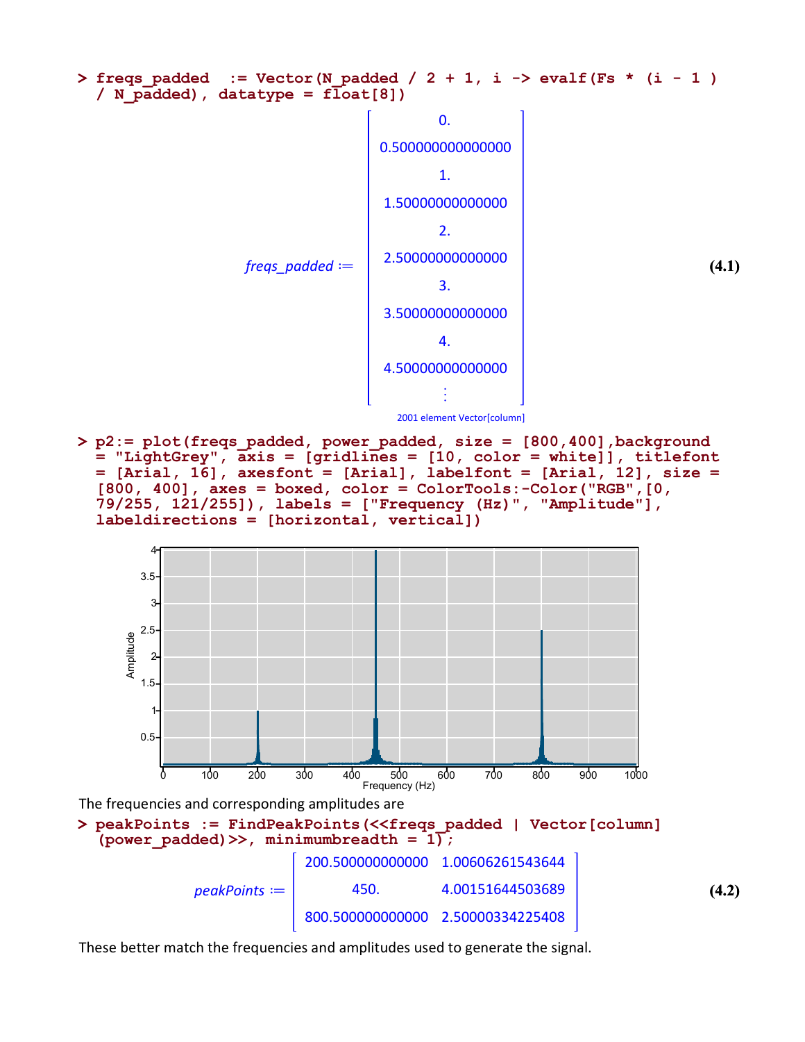```
> freqs_padded  := Vector(N_padded / 2 + 1, i -> evalf(Fs * (i - 1 ) / N_padded), datatype = float[8])
```

$$freqs\_padded := \begin{bmatrix} 0. \\ 0.500000000000000 \\ 1. \\ 1.50000000000000 \\ 2. \\ 2.50000000000000 \\ 3. \\ 3.50000000000000 \\ 4. \\ 4.50000000000000 \\ \vdots \end{bmatrix} \quad (4.1)$$

2001 element Vector[column]

```
> p2:= plot(freqs_padded, power_padded, size = [800,400],background = "LightGrey", axis = [gridlines = [10, color = white]], titlefont = [Arial, 16], axesfont = [Arial], labelfont = [Arial, 12], size = [800, 400], axes = boxed, color = ColorTools:-Color("RGB",[0, 79/255, 121/255]), labels = ["Frequency (Hz)", "Amplitude"], labeldirections = [horizontal, vertical])
```

The frequencies and corresponding amplitudes are

```
> peakPoints  := FindPeakPoints(<<freqs_padded | Vector[column](power_padded)>>, minimumbreadth = 1);
```

$$peakPoints := \begin{bmatrix} 200.500000000000 & 1.00606261543644 \\ 450. & 4.00151644503689 \\ 800.500000000000 & 2.50000334225408 \end{bmatrix} \quad (4.2)$$

These better match the frequencies and amplitudes used to generate the signal.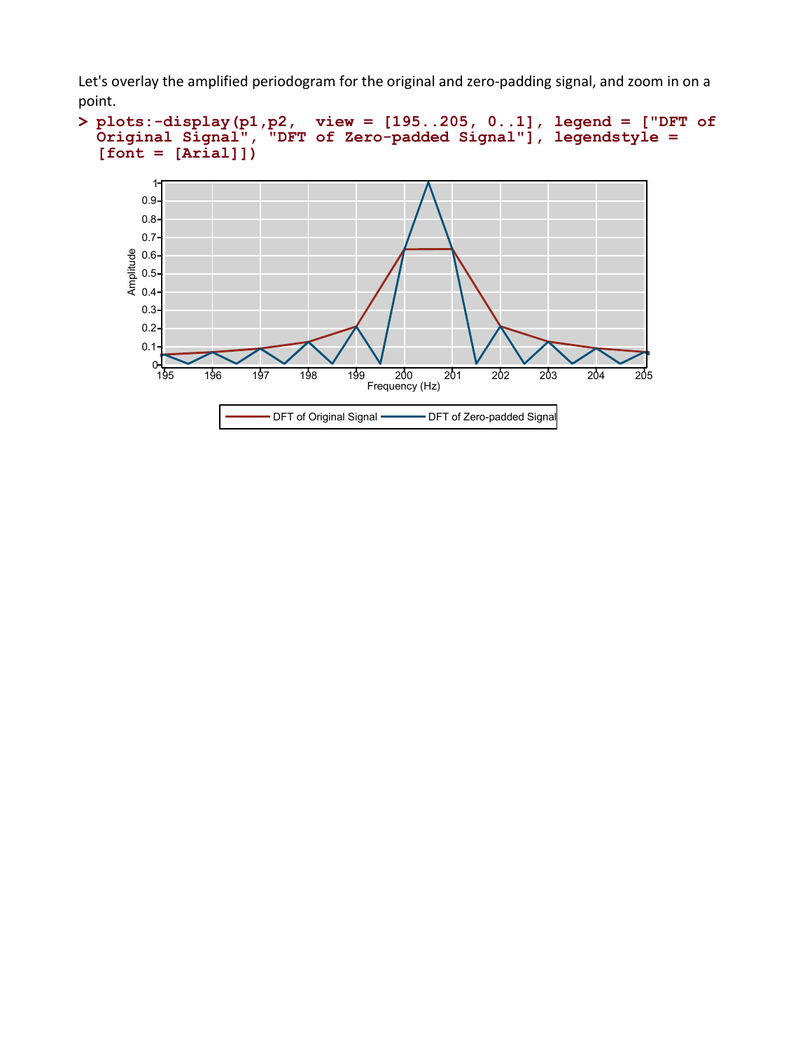Let's overlay the amplified periodogram for the original and zero-padding signal, and zoom in on a point.

```
> plots:-display(p1,p2,  view = [195..205, 0..1], legend = ["DFT of Original Signal", "DFT of Zero-padded Signal"], legendstyle = [font = [Arial]])
```

1
0.9
0.8
0.7
0.6
0.5
0.4
0.3
0.2
0.1
0
Amplitude
195 196 197 198 199 200 201 202 203 204 205
Frequency (Hz)

DFT of Original Signal
DFT of Zero-padded Signal